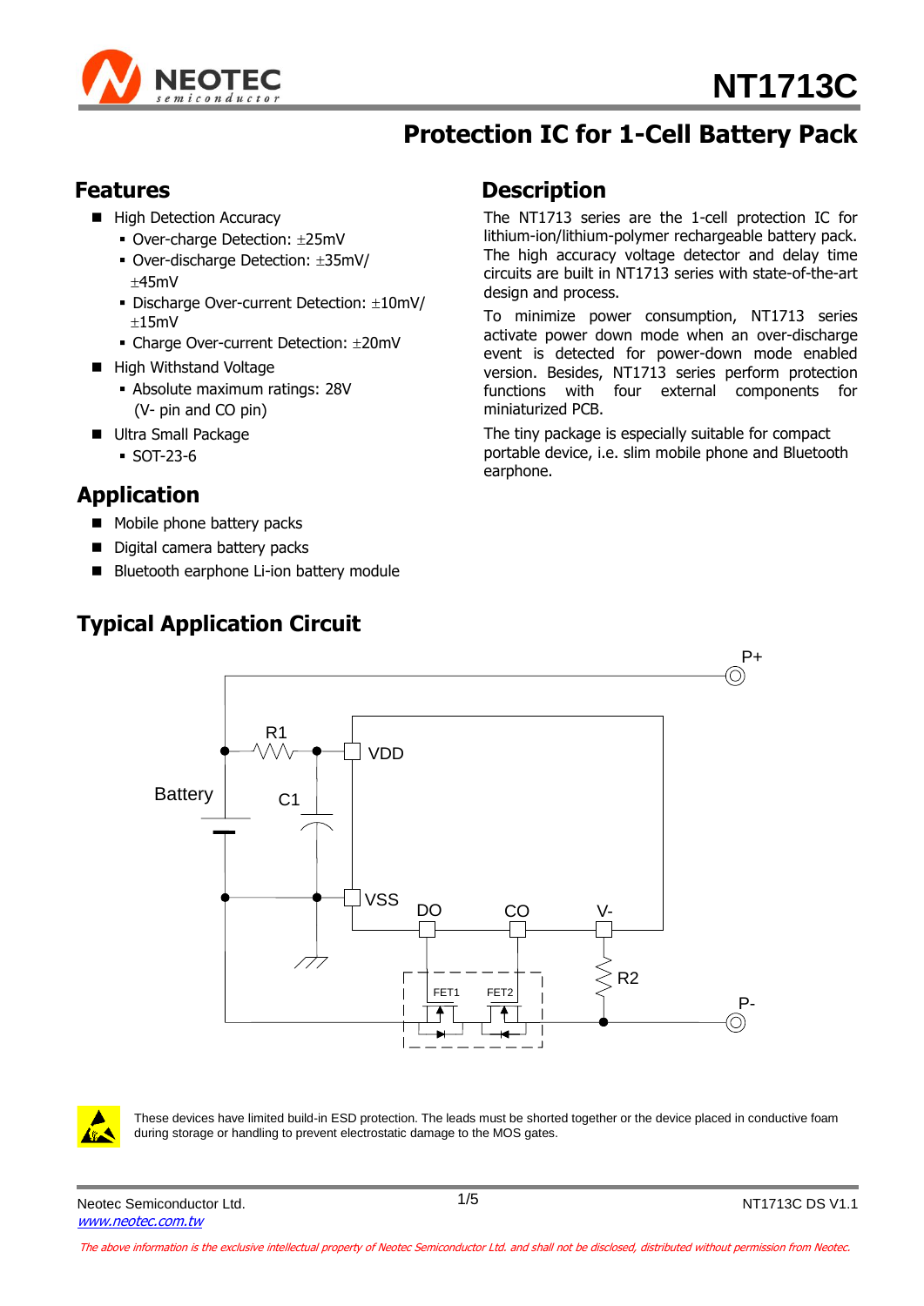# NT1713C

## Protection IC for 1-Cell Battery Pack

## Features

- High Detection Accuracy
  - Over-charge Detection: ±25mV
  - Over-discharge Detection: ±35mV/ ±45mV
  - Discharge Over-current Detection: ±10mV/ ±15mV
  - Charge Over-current Detection: ±20mV
- High Withstand Voltage
  - Absolute maximum ratings: 28V (V- pin and CO pin)
- Ultra Small Package
  - SOT-23-6

## Application

- Mobile phone battery packs
- Digital camera battery packs
- Bluetooth earphone Li-ion battery module

## Description

The NT1713 series are the 1-cell protection IC for lithium-ion/lithium-polymer rechargeable battery pack. The high accuracy voltage detector and delay time circuits are built in NT1713 series with state-of-the-art design and process.

To minimize power consumption, NT1713 series activate power down mode when an over-discharge event is detected for power-down mode enabled version. Besides, NT1713 series perform protection functions with four external components for miniaturized PCB.

The tiny package is especially suitable for compact portable device, i.e. slim mobile phone and Bluetooth earphone.

## Typical Application Circuit

P+
R1
VDD
Battery
C1
VSS
DO
CO
V-
R2
FET1
FET2
P-

These devices have limited build-in ESD protection. The leads must be shorted together or the device placed in conductive foam during storage or handling to prevent electrostatic damage to the MOS gates.

Neotec Semiconductor Ltd.
www.neotec.com.tw

NT1713C DS V1.1

*The above information is the exclusive intellectual property of Neotec Semiconductor Ltd. and shall not be disclosed, distributed without permission from Neotec.*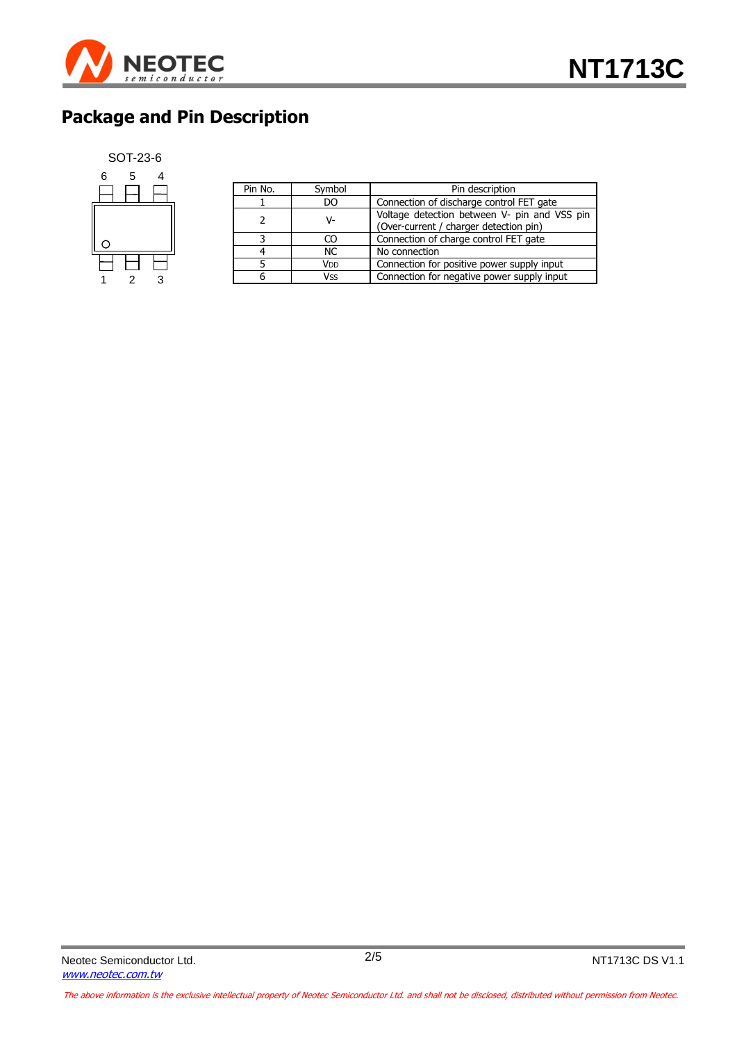## Package and Pin Description

SOT-23-6

| Pin No. | Symbol | Pin description |
|---|---|---|
| 1 | DO | Connection of discharge control FET gate |
| 2 | V- | Voltage detection between V- pin and VSS pin (Over-current / charger detection pin) |
| 3 | CO | Connection of charge control FET gate |
| 4 | NC | No connection |
| 5 | $V_{DD}$ | Connection for positive power supply input |
| 6 | $V_{SS}$ | Connection for negative power supply input |

*The above information is the exclusive intellectual property of Neotec Semiconductor Ltd. and shall not be disclosed, distributed without permission from Neotec.*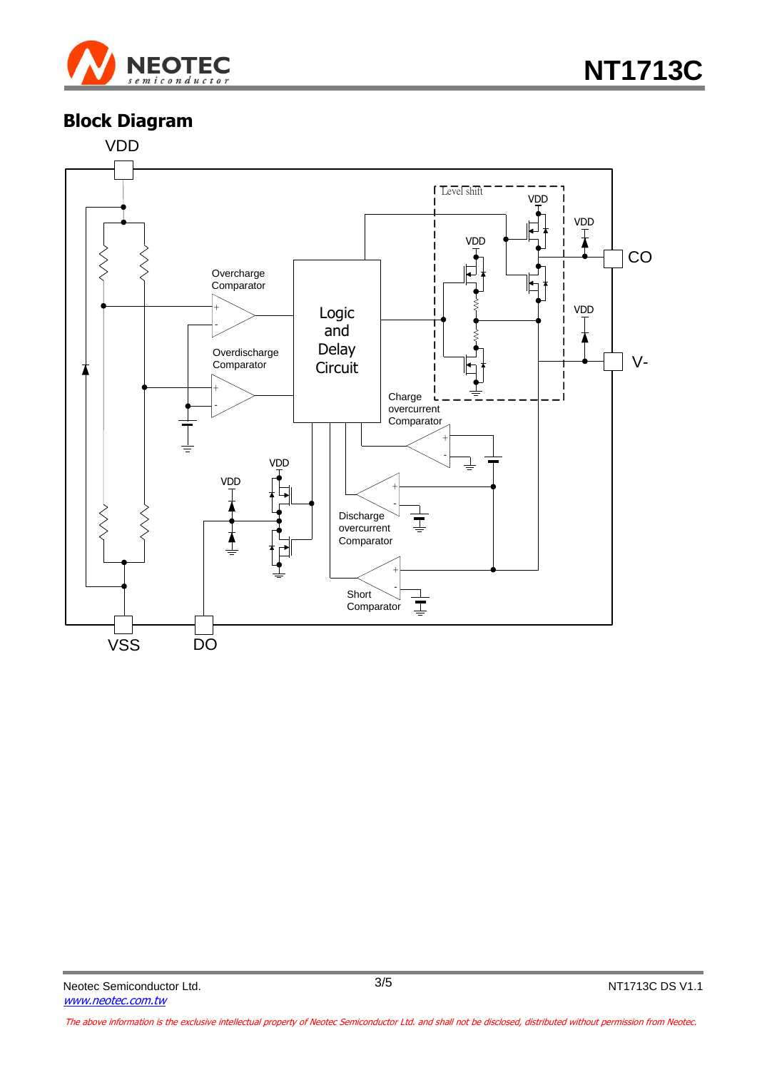## Block Diagram

VDD

Level shift

VDD

VDD

CO

VDD

Overcharge Comparator

Logic and Delay Circuit

VDD

V-

Overdischarge Comparator

Charge overcurrent Comparator

VDD

VDD

Discharge overcurrent Comparator

Short Comparator

VSS

DO

Neotec Semiconductor Ltd.

*www.neotec.com.tw*

NT1713C DS V1.1

*The above information is the exclusive intellectual property of Neotec Semiconductor Ltd. and shall not be disclosed, distributed without permission from Neotec.*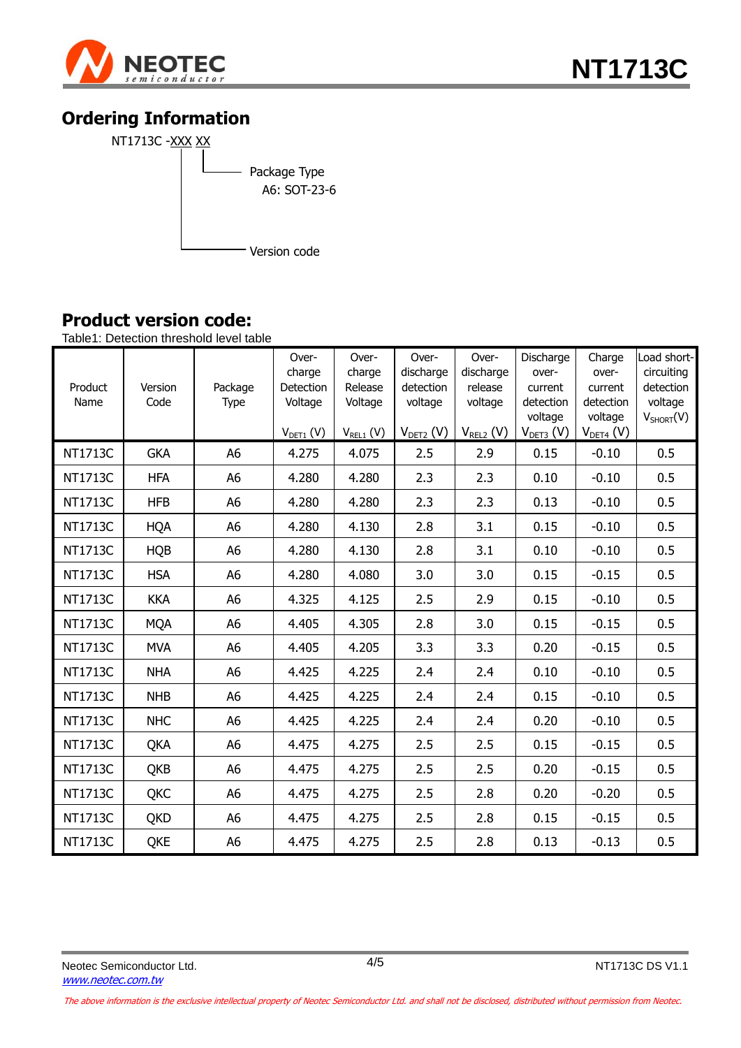## Ordering Information

NT1713C -XXX XX

- Package Type
  - A6: SOT-23-6
- Version code

## Product version code:

Table1: Detection threshold level table

| Product Name | Version Code | Package Type | Over-charge Detection Voltage $V_{DET1}$ (V) | Over-charge Release Voltage $V_{REL1}$ (V) | Over-discharge detection voltage $V_{DET2}$ (V) | Over-discharge release voltage $V_{REL2}$ (V) | Discharge over-current detection voltage $V_{DET3}$ (V) | Charge over-current detection voltage $V_{DET4}$ (V) | Load short-circuiting detection voltage $V_{SHORT}$(V) |
|---|---|---|---|---|---|---|---|---|---|
| NT1713C | GKA | A6 | 4.275 | 4.075 | 2.5 | 2.9 | 0.15 | -0.10 | 0.5 |
| NT1713C | HFA | A6 | 4.280 | 4.280 | 2.3 | 2.3 | 0.10 | -0.10 | 0.5 |
| NT1713C | HFB | A6 | 4.280 | 4.280 | 2.3 | 2.3 | 0.13 | -0.10 | 0.5 |
| NT1713C | HQA | A6 | 4.280 | 4.130 | 2.8 | 3.1 | 0.15 | -0.10 | 0.5 |
| NT1713C | HQB | A6 | 4.280 | 4.130 | 2.8 | 3.1 | 0.10 | -0.10 | 0.5 |
| NT1713C | HSA | A6 | 4.280 | 4.080 | 3.0 | 3.0 | 0.15 | -0.15 | 0.5 |
| NT1713C | KKA | A6 | 4.325 | 4.125 | 2.5 | 2.9 | 0.15 | -0.10 | 0.5 |
| NT1713C | MQA | A6 | 4.405 | 4.305 | 2.8 | 3.0 | 0.15 | -0.15 | 0.5 |
| NT1713C | MVA | A6 | 4.405 | 4.205 | 3.3 | 3.3 | 0.20 | -0.15 | 0.5 |
| NT1713C | NHA | A6 | 4.425 | 4.225 | 2.4 | 2.4 | 0.10 | -0.10 | 0.5 |
| NT1713C | NHB | A6 | 4.425 | 4.225 | 2.4 | 2.4 | 0.15 | -0.10 | 0.5 |
| NT1713C | NHC | A6 | 4.425 | 4.225 | 2.4 | 2.4 | 0.20 | -0.10 | 0.5 |
| NT1713C | QKA | A6 | 4.475 | 4.275 | 2.5 | 2.5 | 0.15 | -0.15 | 0.5 |
| NT1713C | QKB | A6 | 4.475 | 4.275 | 2.5 | 2.5 | 0.20 | -0.15 | 0.5 |
| NT1713C | QKC | A6 | 4.475 | 4.275 | 2.5 | 2.8 | 0.20 | -0.20 | 0.5 |
| NT1713C | QKD | A6 | 4.475 | 4.275 | 2.5 | 2.8 | 0.15 | -0.15 | 0.5 |
| NT1713C | QKE | A6 | 4.475 | 4.275 | 2.5 | 2.8 | 0.13 | -0.13 | 0.5 |

Neotec Semiconductor Ltd.
www.neotec.com.tw

*The above information is the exclusive intellectual property of Neotec Semiconductor Ltd. and shall not be disclosed, distributed without permission from Neotec.*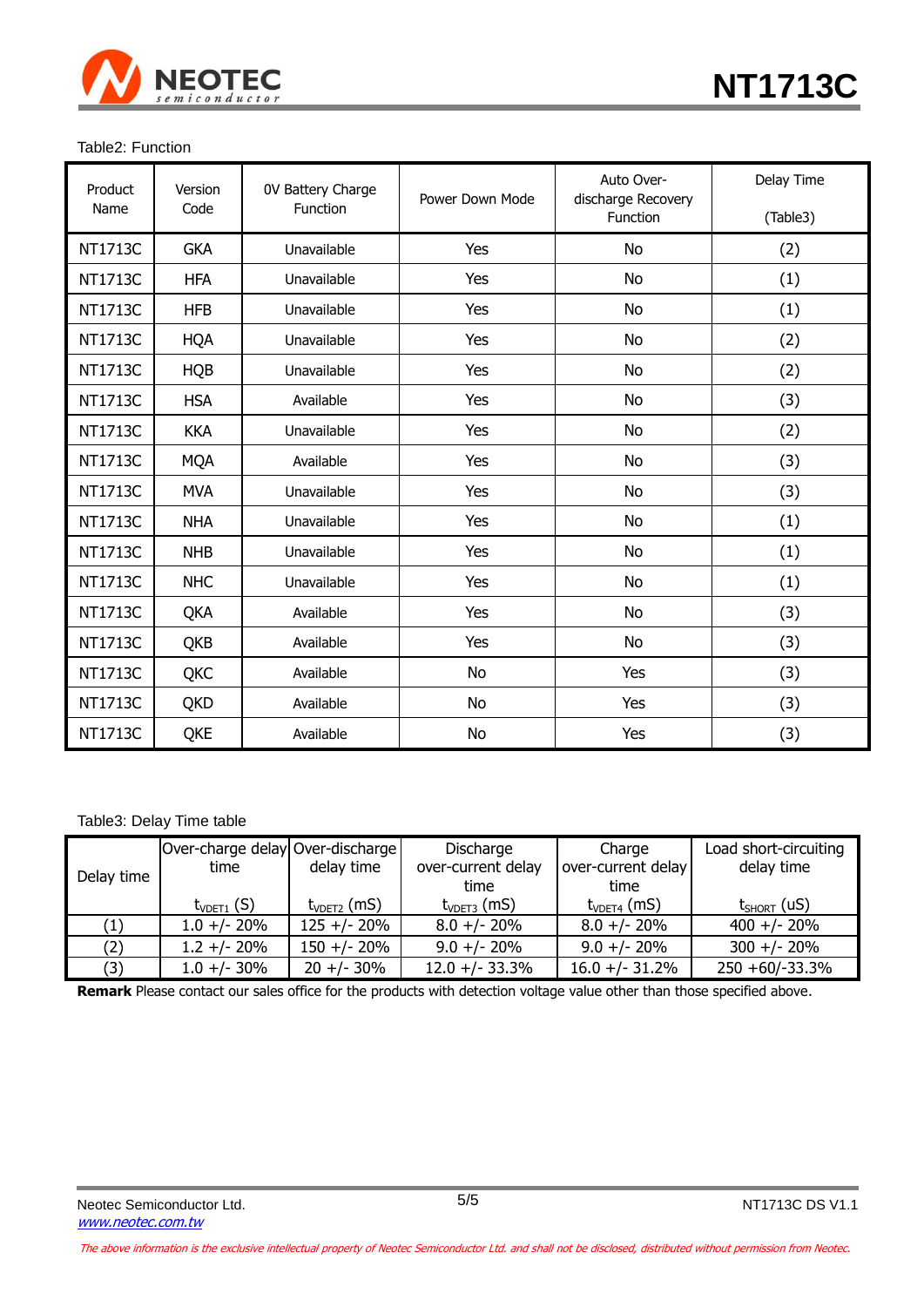Table2: Function

| Product Name | Version Code | 0V Battery Charge Function | Power Down Mode | Auto Over-discharge Recovery Function | Delay Time (Table3) |
|---|---|---|---|---|---|
| NT1713C | GKA | Unavailable | Yes | No | (2) |
| NT1713C | HFA | Unavailable | Yes | No | (1) |
| NT1713C | HFB | Unavailable | Yes | No | (1) |
| NT1713C | HQA | Unavailable | Yes | No | (2) |
| NT1713C | HQB | Unavailable | Yes | No | (2) |
| NT1713C | HSA | Available | Yes | No | (3) |
| NT1713C | KKA | Unavailable | Yes | No | (2) |
| NT1713C | MQA | Available | Yes | No | (3) |
| NT1713C | MVA | Unavailable | Yes | No | (3) |
| NT1713C | NHA | Unavailable | Yes | No | (1) |
| NT1713C | NHB | Unavailable | Yes | No | (1) |
| NT1713C | NHC | Unavailable | Yes | No | (1) |
| NT1713C | QKA | Available | Yes | No | (3) |
| NT1713C | QKB | Available | Yes | No | (3) |
| NT1713C | QKC | Available | No | Yes | (3) |
| NT1713C | QKD | Available | No | Yes | (3) |
| NT1713C | QKE | Available | No | Yes | (3) |

Table3: Delay Time table

| Delay time | Over-charge delay time $t_{VDET1}$ (S) | Over-discharge delay time $t_{VDET2}$ (mS) | Discharge over-current delay time $t_{VDET3}$ (mS) | Charge over-current delay time $t_{VDET4}$ (mS) | Load short-circuiting delay time $t_{SHORT}$ (uS) |
|---|---|---|---|---|---|
| (1) | 1.0 +/- 20% | 125 +/- 20% | 8.0 +/- 20% | 8.0 +/- 20% | 400 +/- 20% |
| (2) | 1.2 +/- 20% | 150 +/- 20% | 9.0 +/- 20% | 9.0 +/- 20% | 300 +/- 20% |
| (3) | 1.0 +/- 30% | 20 +/- 30% | 12.0 +/- 33.3% | 16.0 +/- 31.2% | 250 +60/-33.3% |

**Remark** Please contact our sales office for the products with detection voltage value other than those specified above.